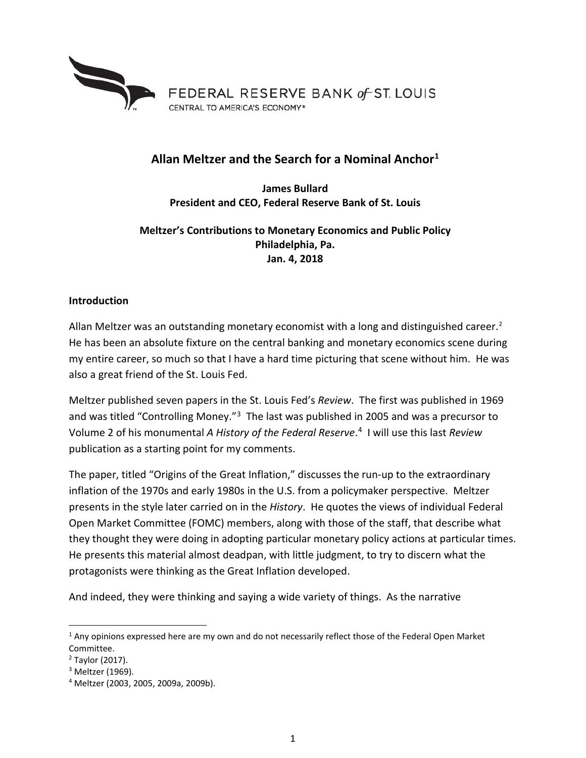FEDERAL RESERVE BANK of ST. LOUIS
CENTRAL TO AMERICA'S ECONOMY®

# Allan Meltzer and the Search for a Nominal Anchor[1]

**James Bullard**
**President and CEO, Federal Reserve Bank of St. Louis**

**Meltzer's Contributions to Monetary Economics and Public Policy**
**Philadelphia, Pa.**
**Jan. 4, 2018**

## Introduction

Allan Meltzer was an outstanding monetary economist with a long and distinguished career.[2] He has been an absolute fixture on the central banking and monetary economics scene during my entire career, so much so that I have a hard time picturing that scene without him. He was also a great friend of the St. Louis Fed.

Meltzer published seven papers in the St. Louis Fed's *Review*. The first was published in 1969 and was titled "Controlling Money."[3] The last was published in 2005 and was a precursor to Volume 2 of his monumental *A History of the Federal Reserve*.[4] I will use this last *Review* publication as a starting point for my comments.

The paper, titled "Origins of the Great Inflation," discusses the run-up to the extraordinary inflation of the 1970s and early 1980s in the U.S. from a policymaker perspective. Meltzer presents in the style later carried on in the *History*. He quotes the views of individual Federal Open Market Committee (FOMC) members, along with those of the staff, that describe what they thought they were doing in adopting particular monetary policy actions at particular times. He presents this material almost deadpan, with little judgment, to try to discern what the protagonists were thinking as the Great Inflation developed.

And indeed, they were thinking and saying a wide variety of things. As the narrative

---

[1] Any opinions expressed here are my own and do not necessarily reflect those of the Federal Open Market Committee.

[2] Taylor (2017).

[3] Meltzer (1969).

[4] Meltzer (2003, 2005, 2009a, 2009b).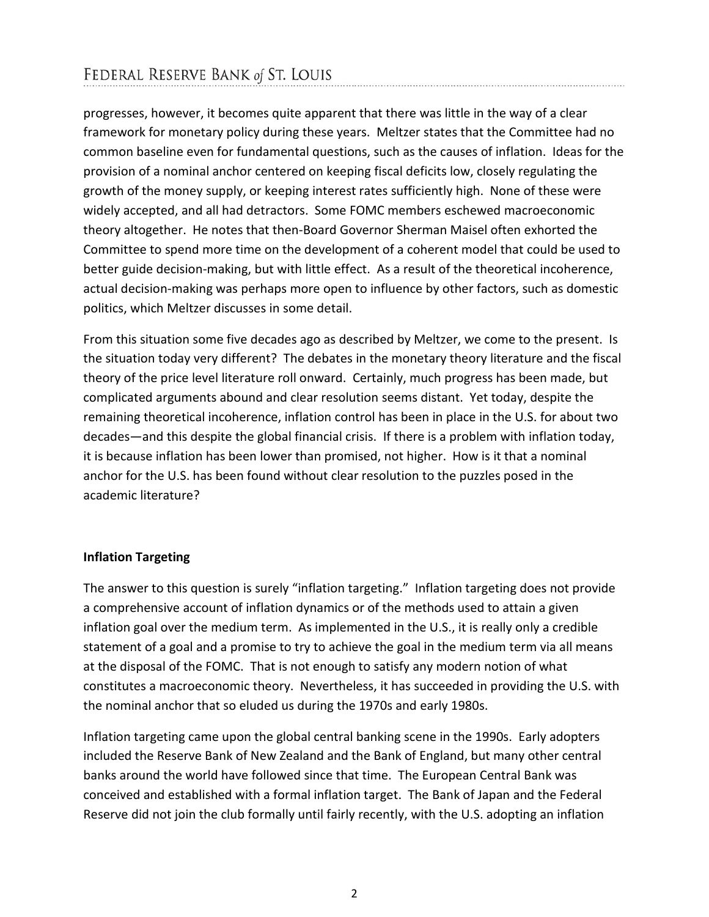progresses, however, it becomes quite apparent that there was little in the way of a clear framework for monetary policy during these years. Meltzer states that the Committee had no common baseline even for fundamental questions, such as the causes of inflation. Ideas for the provision of a nominal anchor centered on keeping fiscal deficits low, closely regulating the growth of the money supply, or keeping interest rates sufficiently high. None of these were widely accepted, and all had detractors. Some FOMC members eschewed macroeconomic theory altogether. He notes that then-Board Governor Sherman Maisel often exhorted the Committee to spend more time on the development of a coherent model that could be used to better guide decision-making, but with little effect. As a result of the theoretical incoherence, actual decision-making was perhaps more open to influence by other factors, such as domestic politics, which Meltzer discusses in some detail.

From this situation some five decades ago as described by Meltzer, we come to the present. Is the situation today very different? The debates in the monetary theory literature and the fiscal theory of the price level literature roll onward. Certainly, much progress has been made, but complicated arguments abound and clear resolution seems distant. Yet today, despite the remaining theoretical incoherence, inflation control has been in place in the U.S. for about two decades—and this despite the global financial crisis. If there is a problem with inflation today, it is because inflation has been lower than promised, not higher. How is it that a nominal anchor for the U.S. has been found without clear resolution to the puzzles posed in the academic literature?

## Inflation Targeting

The answer to this question is surely "inflation targeting." Inflation targeting does not provide a comprehensive account of inflation dynamics or of the methods used to attain a given inflation goal over the medium term. As implemented in the U.S., it is really only a credible statement of a goal and a promise to try to achieve the goal in the medium term via all means at the disposal of the FOMC. That is not enough to satisfy any modern notion of what constitutes a macroeconomic theory. Nevertheless, it has succeeded in providing the U.S. with the nominal anchor that so eluded us during the 1970s and early 1980s.

Inflation targeting came upon the global central banking scene in the 1990s. Early adopters included the Reserve Bank of New Zealand and the Bank of England, but many other central banks around the world have followed since that time. The European Central Bank was conceived and established with a formal inflation target. The Bank of Japan and the Federal Reserve did not join the club formally until fairly recently, with the U.S. adopting an inflation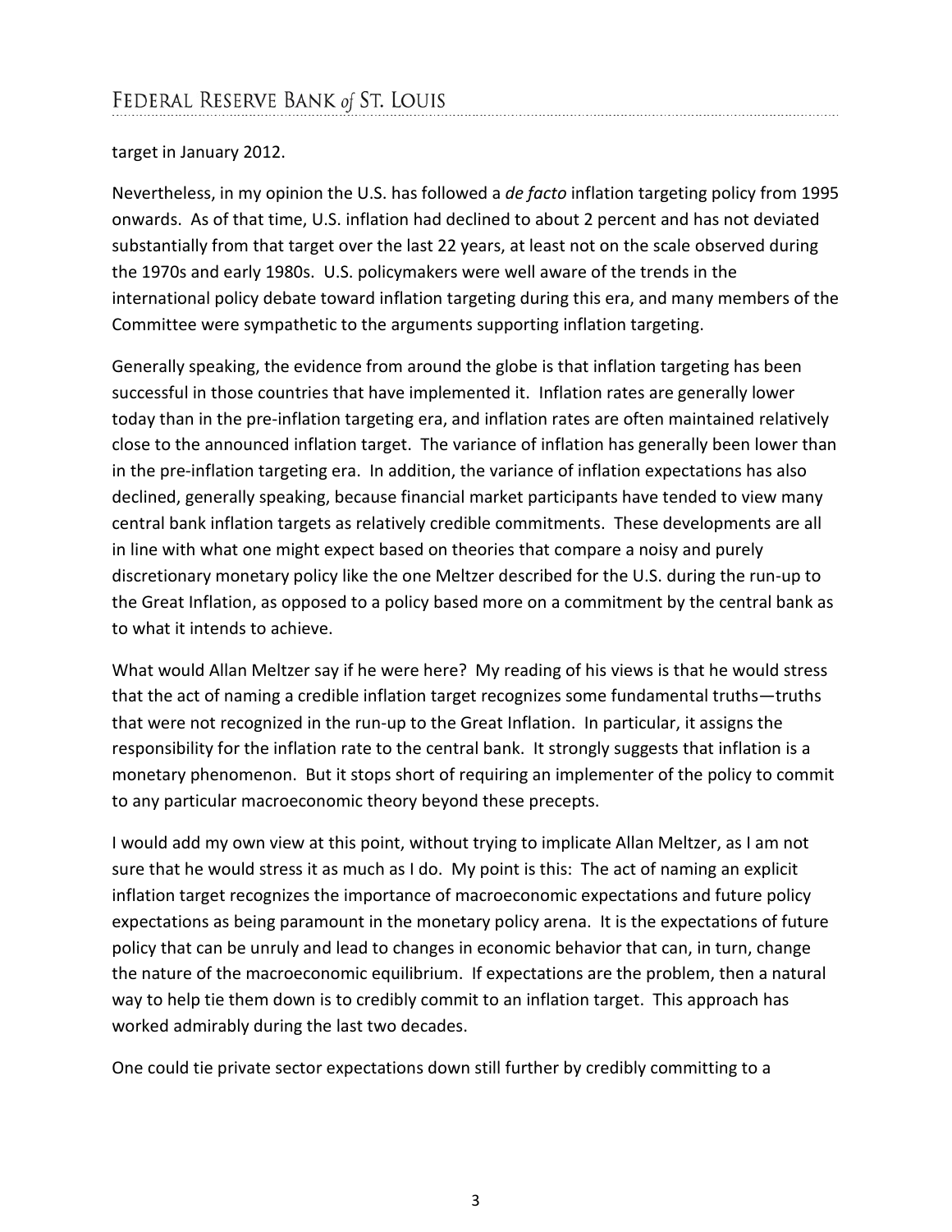target in January 2012.

Nevertheless, in my opinion the U.S. has followed a *de facto* inflation targeting policy from 1995 onwards. As of that time, U.S. inflation had declined to about 2 percent and has not deviated substantially from that target over the last 22 years, at least not on the scale observed during the 1970s and early 1980s. U.S. policymakers were well aware of the trends in the international policy debate toward inflation targeting during this era, and many members of the Committee were sympathetic to the arguments supporting inflation targeting.

Generally speaking, the evidence from around the globe is that inflation targeting has been successful in those countries that have implemented it. Inflation rates are generally lower today than in the pre-inflation targeting era, and inflation rates are often maintained relatively close to the announced inflation target. The variance of inflation has generally been lower than in the pre-inflation targeting era. In addition, the variance of inflation expectations has also declined, generally speaking, because financial market participants have tended to view many central bank inflation targets as relatively credible commitments. These developments are all in line with what one might expect based on theories that compare a noisy and purely discretionary monetary policy like the one Meltzer described for the U.S. during the run-up to the Great Inflation, as opposed to a policy based more on a commitment by the central bank as to what it intends to achieve.

What would Allan Meltzer say if he were here? My reading of his views is that he would stress that the act of naming a credible inflation target recognizes some fundamental truths—truths that were not recognized in the run-up to the Great Inflation. In particular, it assigns the responsibility for the inflation rate to the central bank. It strongly suggests that inflation is a monetary phenomenon. But it stops short of requiring an implementer of the policy to commit to any particular macroeconomic theory beyond these precepts.

I would add my own view at this point, without trying to implicate Allan Meltzer, as I am not sure that he would stress it as much as I do. My point is this: The act of naming an explicit inflation target recognizes the importance of macroeconomic expectations and future policy expectations as being paramount in the monetary policy arena. It is the expectations of future policy that can be unruly and lead to changes in economic behavior that can, in turn, change the nature of the macroeconomic equilibrium. If expectations are the problem, then a natural way to help tie them down is to credibly commit to an inflation target. This approach has worked admirably during the last two decades.

One could tie private sector expectations down still further by credibly committing to a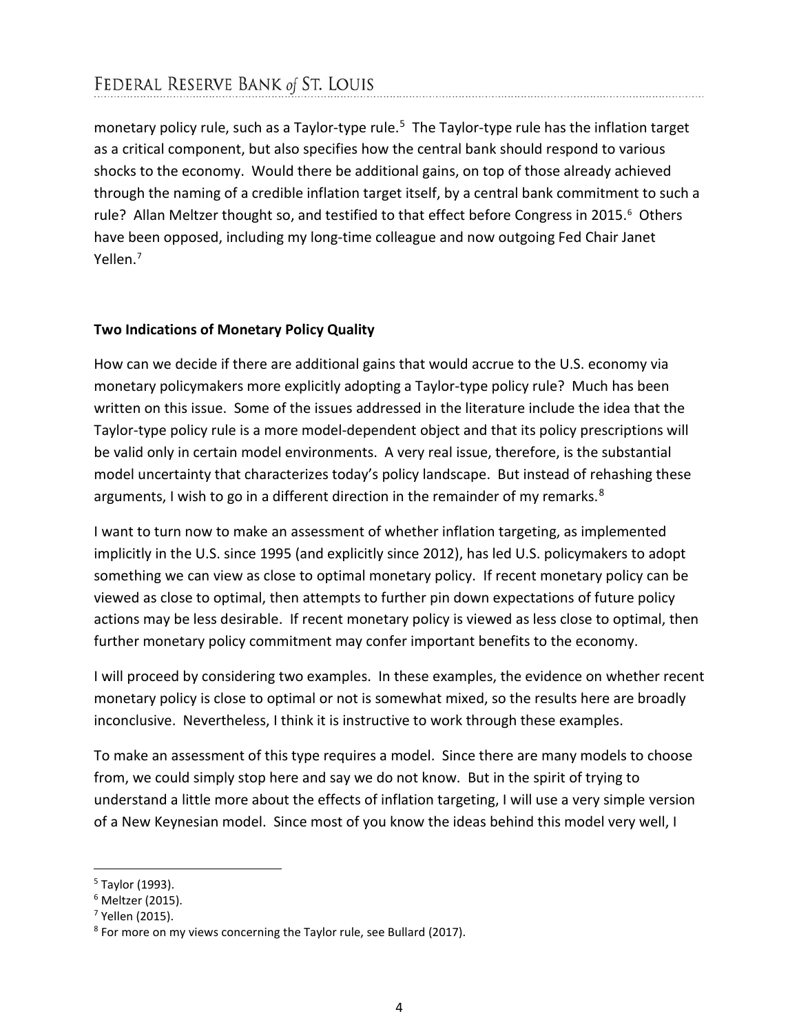monetary policy rule, such as a Taylor-type rule.[5] The Taylor-type rule has the inflation target as a critical component, but also specifies how the central bank should respond to various shocks to the economy. Would there be additional gains, on top of those already achieved through the naming of a credible inflation target itself, by a central bank commitment to such a rule? Allan Meltzer thought so, and testified to that effect before Congress in 2015.[6] Others have been opposed, including my long-time colleague and now outgoing Fed Chair Janet Yellen.[7]

## Two Indications of Monetary Policy Quality

How can we decide if there are additional gains that would accrue to the U.S. economy via monetary policymakers more explicitly adopting a Taylor-type policy rule? Much has been written on this issue. Some of the issues addressed in the literature include the idea that the Taylor-type policy rule is a more model-dependent object and that its policy prescriptions will be valid only in certain model environments. A very real issue, therefore, is the substantial model uncertainty that characterizes today's policy landscape. But instead of rehashing these arguments, I wish to go in a different direction in the remainder of my remarks.[8]

I want to turn now to make an assessment of whether inflation targeting, as implemented implicitly in the U.S. since 1995 (and explicitly since 2012), has led U.S. policymakers to adopt something we can view as close to optimal monetary policy. If recent monetary policy can be viewed as close to optimal, then attempts to further pin down expectations of future policy actions may be less desirable. If recent monetary policy is viewed as less close to optimal, then further monetary policy commitment may confer important benefits to the economy.

I will proceed by considering two examples. In these examples, the evidence on whether recent monetary policy is close to optimal or not is somewhat mixed, so the results here are broadly inconclusive. Nevertheless, I think it is instructive to work through these examples.

To make an assessment of this type requires a model. Since there are many models to choose from, we could simply stop here and say we do not know. But in the spirit of trying to understand a little more about the effects of inflation targeting, I will use a very simple version of a New Keynesian model. Since most of you know the ideas behind this model very well, I

[5] Taylor (1993).

[6] Meltzer (2015).

[7] Yellen (2015).

[8] For more on my views concerning the Taylor rule, see Bullard (2017).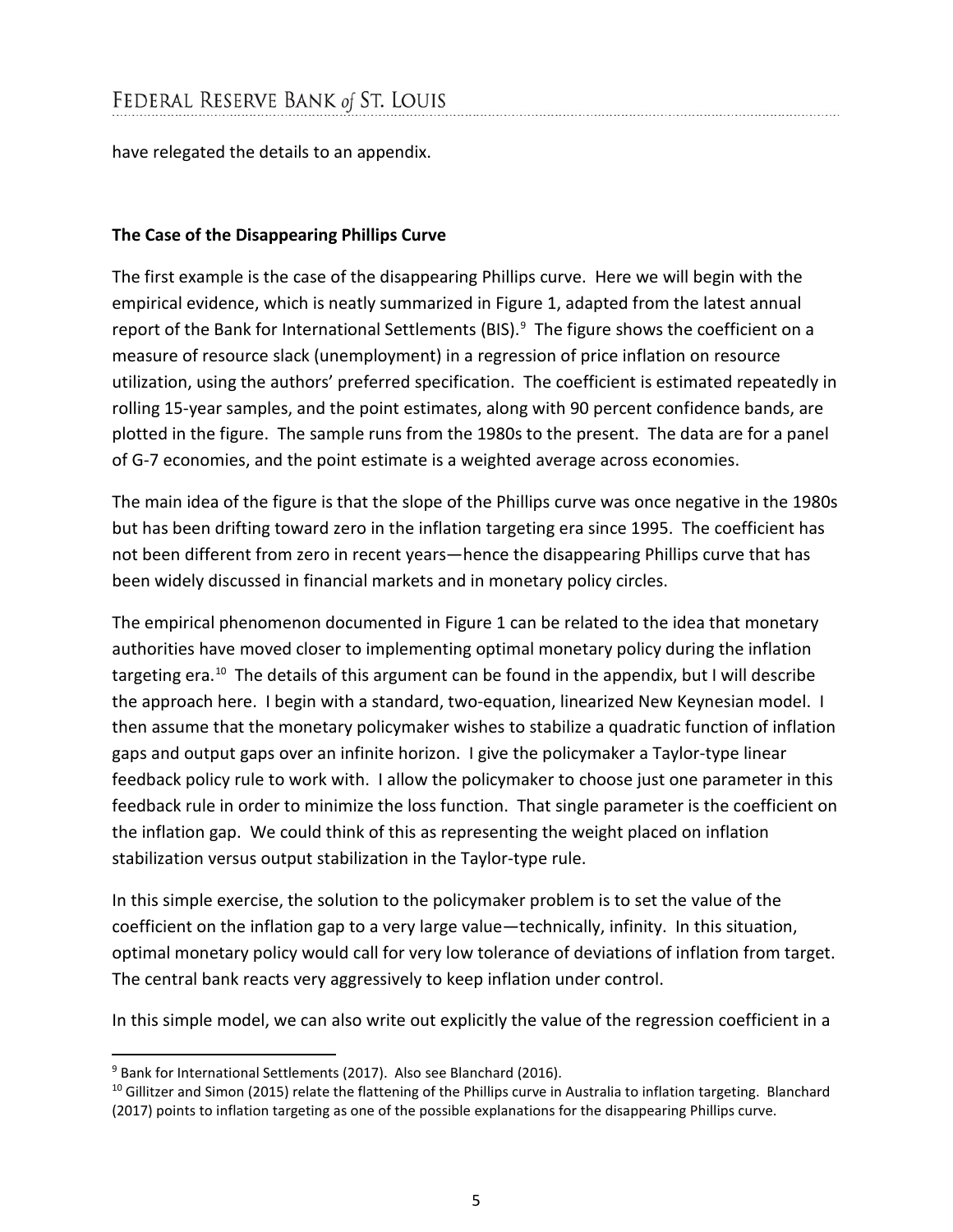have relegated the details to an appendix.

**The Case of the Disappearing Phillips Curve**

The first example is the case of the disappearing Phillips curve. Here we will begin with the empirical evidence, which is neatly summarized in Figure 1, adapted from the latest annual report of the Bank for International Settlements (BIS).[9] The figure shows the coefficient on a measure of resource slack (unemployment) in a regression of price inflation on resource utilization, using the authors' preferred specification. The coefficient is estimated repeatedly in rolling 15-year samples, and the point estimates, along with 90 percent confidence bands, are plotted in the figure. The sample runs from the 1980s to the present. The data are for a panel of G-7 economies, and the point estimate is a weighted average across economies.

The main idea of the figure is that the slope of the Phillips curve was once negative in the 1980s but has been drifting toward zero in the inflation targeting era since 1995. The coefficient has not been different from zero in recent years—hence the disappearing Phillips curve that has been widely discussed in financial markets and in monetary policy circles.

The empirical phenomenon documented in Figure 1 can be related to the idea that monetary authorities have moved closer to implementing optimal monetary policy during the inflation targeting era.[10] The details of this argument can be found in the appendix, but I will describe the approach here. I begin with a standard, two-equation, linearized New Keynesian model. I then assume that the monetary policymaker wishes to stabilize a quadratic function of inflation gaps and output gaps over an infinite horizon. I give the policymaker a Taylor-type linear feedback policy rule to work with. I allow the policymaker to choose just one parameter in this feedback rule in order to minimize the loss function. That single parameter is the coefficient on the inflation gap. We could think of this as representing the weight placed on inflation stabilization versus output stabilization in the Taylor-type rule.

In this simple exercise, the solution to the policymaker problem is to set the value of the coefficient on the inflation gap to a very large value—technically, infinity. In this situation, optimal monetary policy would call for very low tolerance of deviations of inflation from target. The central bank reacts very aggressively to keep inflation under control.

In this simple model, we can also write out explicitly the value of the regression coefficient in a

---

[9] Bank for International Settlements (2017). Also see Blanchard (2016).

[10] Gillitzer and Simon (2015) relate the flattening of the Phillips curve in Australia to inflation targeting. Blanchard (2017) points to inflation targeting as one of the possible explanations for the disappearing Phillips curve.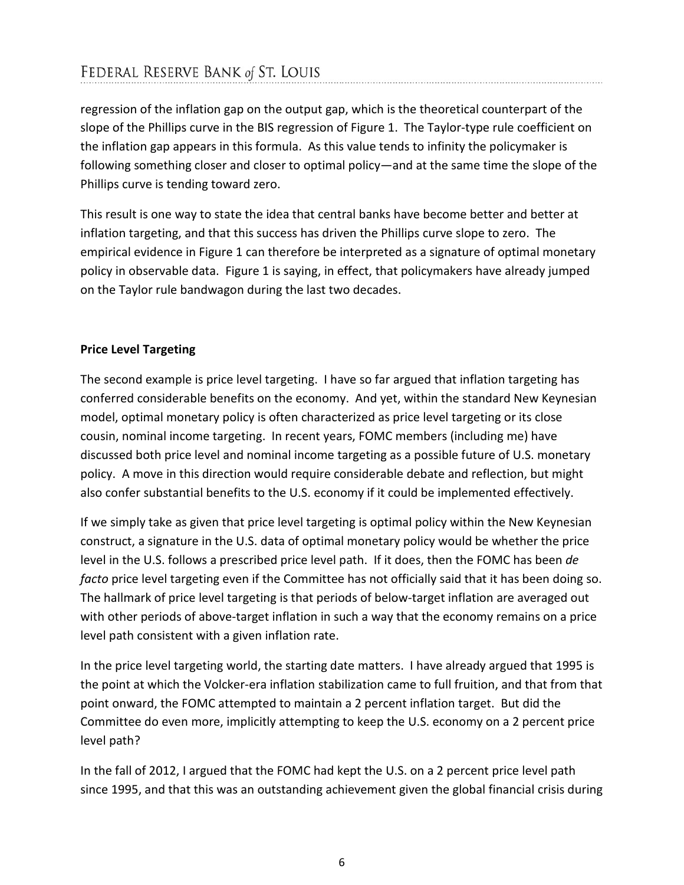regression of the inflation gap on the output gap, which is the theoretical counterpart of the slope of the Phillips curve in the BIS regression of Figure 1. The Taylor-type rule coefficient on the inflation gap appears in this formula. As this value tends to infinity the policymaker is following something closer and closer to optimal policy—and at the same time the slope of the Phillips curve is tending toward zero.

This result is one way to state the idea that central banks have become better and better at inflation targeting, and that this success has driven the Phillips curve slope to zero. The empirical evidence in Figure 1 can therefore be interpreted as a signature of optimal monetary policy in observable data. Figure 1 is saying, in effect, that policymakers have already jumped on the Taylor rule bandwagon during the last two decades.

**Price Level Targeting**

The second example is price level targeting. I have so far argued that inflation targeting has conferred considerable benefits on the economy. And yet, within the standard New Keynesian model, optimal monetary policy is often characterized as price level targeting or its close cousin, nominal income targeting. In recent years, FOMC members (including me) have discussed both price level and nominal income targeting as a possible future of U.S. monetary policy. A move in this direction would require considerable debate and reflection, but might also confer substantial benefits to the U.S. economy if it could be implemented effectively.

If we simply take as given that price level targeting is optimal policy within the New Keynesian construct, a signature in the U.S. data of optimal monetary policy would be whether the price level in the U.S. follows a prescribed price level path. If it does, then the FOMC has been *de facto* price level targeting even if the Committee has not officially said that it has been doing so. The hallmark of price level targeting is that periods of below-target inflation are averaged out with other periods of above-target inflation in such a way that the economy remains on a price level path consistent with a given inflation rate.

In the price level targeting world, the starting date matters. I have already argued that 1995 is the point at which the Volcker-era inflation stabilization came to full fruition, and that from that point onward, the FOMC attempted to maintain a 2 percent inflation target. But did the Committee do even more, implicitly attempting to keep the U.S. economy on a 2 percent price level path?

In the fall of 2012, I argued that the FOMC had kept the U.S. on a 2 percent price level path since 1995, and that this was an outstanding achievement given the global financial crisis during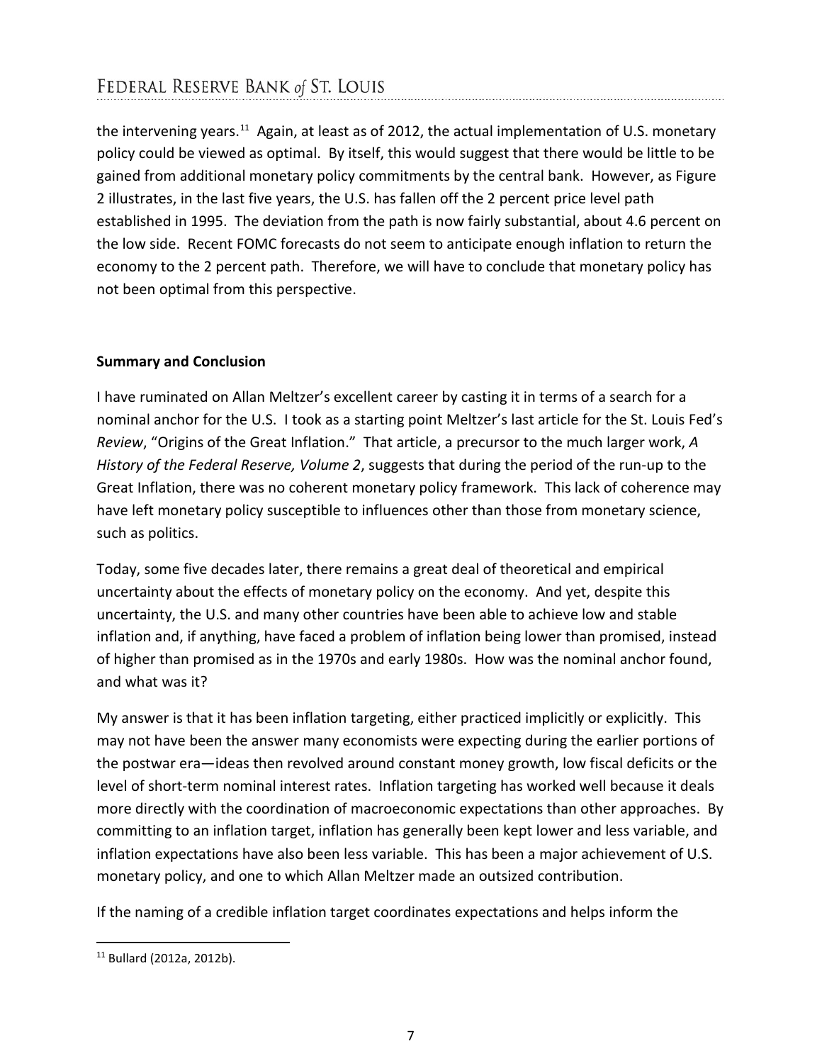the intervening years.[11] Again, at least as of 2012, the actual implementation of U.S. monetary policy could be viewed as optimal. By itself, this would suggest that there would be little to be gained from additional monetary policy commitments by the central bank. However, as Figure 2 illustrates, in the last five years, the U.S. has fallen off the 2 percent price level path established in 1995. The deviation from the path is now fairly substantial, about 4.6 percent on the low side. Recent FOMC forecasts do not seem to anticipate enough inflation to return the economy to the 2 percent path. Therefore, we will have to conclude that monetary policy has not been optimal from this perspective.

**Summary and Conclusion**

I have ruminated on Allan Meltzer's excellent career by casting it in terms of a search for a nominal anchor for the U.S. I took as a starting point Meltzer's last article for the St. Louis Fed's *Review*, "Origins of the Great Inflation." That article, a precursor to the much larger work, *A History of the Federal Reserve, Volume 2*, suggests that during the period of the run-up to the Great Inflation, there was no coherent monetary policy framework. This lack of coherence may have left monetary policy susceptible to influences other than those from monetary science, such as politics.

Today, some five decades later, there remains a great deal of theoretical and empirical uncertainty about the effects of monetary policy on the economy. And yet, despite this uncertainty, the U.S. and many other countries have been able to achieve low and stable inflation and, if anything, have faced a problem of inflation being lower than promised, instead of higher than promised as in the 1970s and early 1980s. How was the nominal anchor found, and what was it?

My answer is that it has been inflation targeting, either practiced implicitly or explicitly. This may not have been the answer many economists were expecting during the earlier portions of the postwar era—ideas then revolved around constant money growth, low fiscal deficits or the level of short-term nominal interest rates. Inflation targeting has worked well because it deals more directly with the coordination of macroeconomic expectations than other approaches. By committing to an inflation target, inflation has generally been kept lower and less variable, and inflation expectations have also been less variable. This has been a major achievement of U.S. monetary policy, and one to which Allan Meltzer made an outsized contribution.

If the naming of a credible inflation target coordinates expectations and helps inform the

[11] Bullard (2012a, 2012b).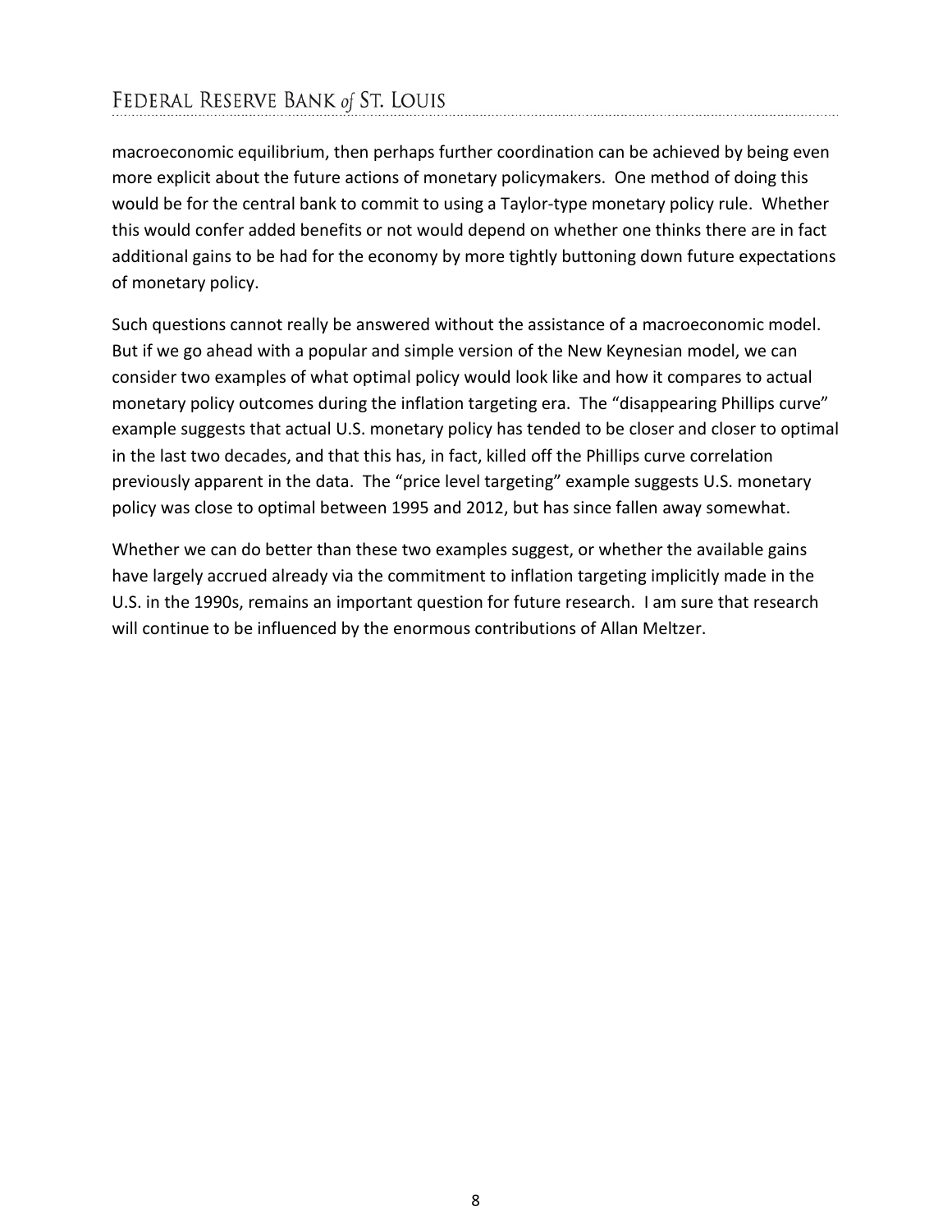macroeconomic equilibrium, then perhaps further coordination can be achieved by being even more explicit about the future actions of monetary policymakers. One method of doing this would be for the central bank to commit to using a Taylor-type monetary policy rule. Whether this would confer added benefits or not would depend on whether one thinks there are in fact additional gains to be had for the economy by more tightly buttoning down future expectations of monetary policy.

Such questions cannot really be answered without the assistance of a macroeconomic model. But if we go ahead with a popular and simple version of the New Keynesian model, we can consider two examples of what optimal policy would look like and how it compares to actual monetary policy outcomes during the inflation targeting era. The "disappearing Phillips curve" example suggests that actual U.S. monetary policy has tended to be closer and closer to optimal in the last two decades, and that this has, in fact, killed off the Phillips curve correlation previously apparent in the data. The "price level targeting" example suggests U.S. monetary policy was close to optimal between 1995 and 2012, but has since fallen away somewhat.

Whether we can do better than these two examples suggest, or whether the available gains have largely accrued already via the commitment to inflation targeting implicitly made in the U.S. in the 1990s, remains an important question for future research. I am sure that research will continue to be influenced by the enormous contributions of Allan Meltzer.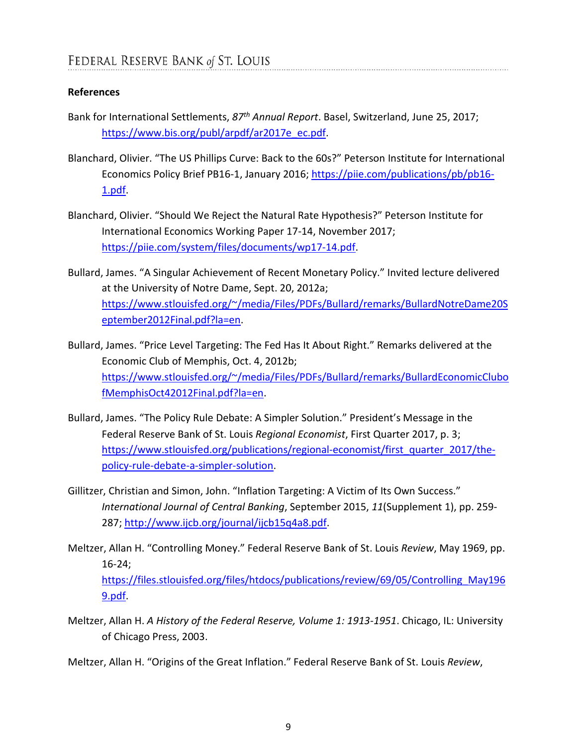**References**

Bank for International Settlements, *87th Annual Report*. Basel, Switzerland, June 25, 2017; https://www.bis.org/publ/arpdf/ar2017e_ec.pdf.

Blanchard, Olivier. "The US Phillips Curve: Back to the 60s?" Peterson Institute for International Economics Policy Brief PB16-1, January 2016; https://piie.com/publications/pb/pb16-1.pdf.

Blanchard, Olivier. "Should We Reject the Natural Rate Hypothesis?" Peterson Institute for International Economics Working Paper 17-14, November 2017; https://piie.com/system/files/documents/wp17-14.pdf.

Bullard, James. "A Singular Achievement of Recent Monetary Policy." Invited lecture delivered at the University of Notre Dame, Sept. 20, 2012a; https://www.stlouisfed.org/~/media/Files/PDFs/Bullard/remarks/BullardNotreDame20September2012Final.pdf?la=en.

Bullard, James. "Price Level Targeting: The Fed Has It About Right." Remarks delivered at the Economic Club of Memphis, Oct. 4, 2012b; https://www.stlouisfed.org/~/media/Files/PDFs/Bullard/remarks/BullardEconomicClubofMemphisOct42012Final.pdf?la=en.

Bullard, James. "The Policy Rule Debate: A Simpler Solution." President's Message in the Federal Reserve Bank of St. Louis *Regional Economist*, First Quarter 2017, p. 3; https://www.stlouisfed.org/publications/regional-economist/first_quarter_2017/the-policy-rule-debate-a-simpler-solution.

Gillitzer, Christian and Simon, John. "Inflation Targeting: A Victim of Its Own Success." *International Journal of Central Banking*, September 2015, *11*(Supplement 1), pp. 259-287; http://www.ijcb.org/journal/ijcb15q4a8.pdf.

Meltzer, Allan H. "Controlling Money." Federal Reserve Bank of St. Louis *Review*, May 1969, pp. 16-24; https://files.stlouisfed.org/files/htdocs/publications/review/69/05/Controlling_May1969.pdf.

Meltzer, Allan H. *A History of the Federal Reserve, Volume 1: 1913-1951*. Chicago, IL: University of Chicago Press, 2003.

Meltzer, Allan H. "Origins of the Great Inflation." Federal Reserve Bank of St. Louis *Review*,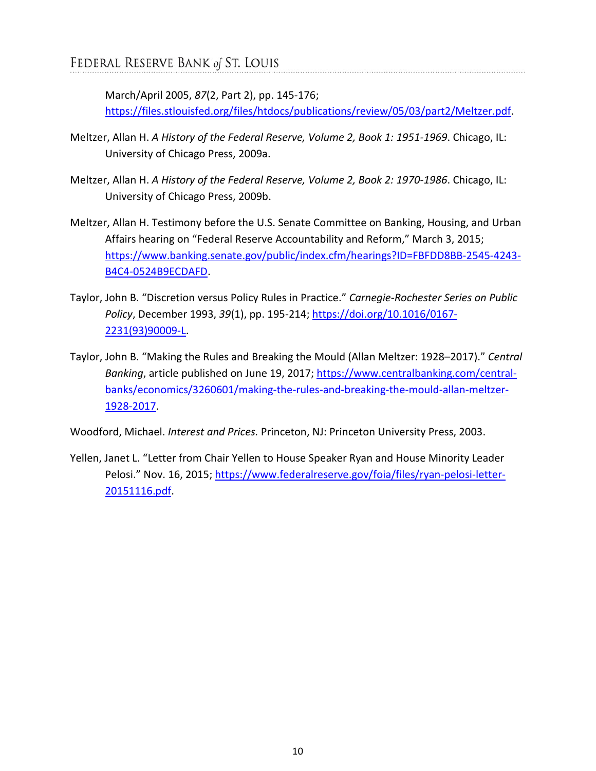March/April 2005, *87*(2, Part 2), pp. 145-176; https://files.stlouisfed.org/files/htdocs/publications/review/05/03/part2/Meltzer.pdf.

Meltzer, Allan H. *A History of the Federal Reserve, Volume 2, Book 1: 1951-1969*. Chicago, IL: University of Chicago Press, 2009a.

Meltzer, Allan H. *A History of the Federal Reserve, Volume 2, Book 2: 1970-1986*. Chicago, IL: University of Chicago Press, 2009b.

Meltzer, Allan H. Testimony before the U.S. Senate Committee on Banking, Housing, and Urban Affairs hearing on "Federal Reserve Accountability and Reform," March 3, 2015; https://www.banking.senate.gov/public/index.cfm/hearings?ID=FBFDD8BB-2545-4243-B4C4-0524B9ECDAFD.

Taylor, John B. "Discretion versus Policy Rules in Practice." *Carnegie-Rochester Series on Public Policy*, December 1993, *39*(1), pp. 195-214; https://doi.org/10.1016/0167-2231(93)90009-L.

Taylor, John B. "Making the Rules and Breaking the Mould (Allan Meltzer: 1928–2017)." *Central Banking*, article published on June 19, 2017; https://www.centralbanking.com/central-banks/economics/3260601/making-the-rules-and-breaking-the-mould-allan-meltzer-1928-2017.

Woodford, Michael. *Interest and Prices.* Princeton, NJ: Princeton University Press, 2003.

Yellen, Janet L. "Letter from Chair Yellen to House Speaker Ryan and House Minority Leader Pelosi." Nov. 16, 2015; https://www.federalreserve.gov/foia/files/ryan-pelosi-letter-20151116.pdf.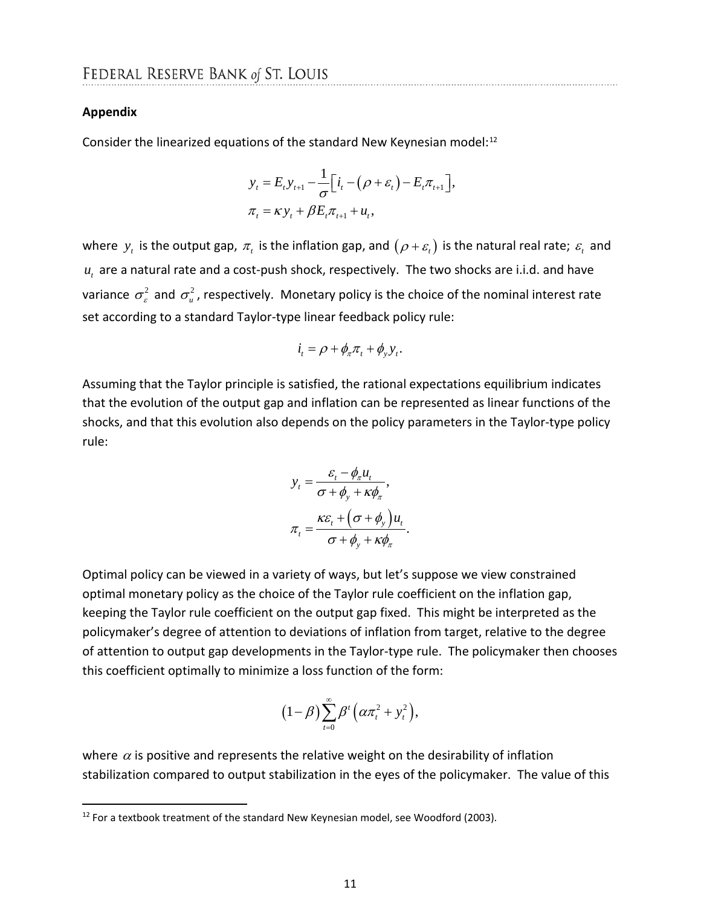**Appendix**

Consider the linearized equations of the standard New Keynesian model:[12]

$$y_t = E_t y_{t+1} - \frac{1}{\sigma}\left[i_t - (\rho + \varepsilon_t) - E_t \pi_{t+1}\right],$$

$$\pi_t = \kappa y_t + \beta E_t \pi_{t+1} + u_t,$$

where $y_t$ is the output gap, $\pi_t$ is the inflation gap, and $(\rho + \varepsilon_t)$ is the natural real rate; $\varepsilon_t$ and $u_t$ are a natural rate and a cost-push shock, respectively. The two shocks are i.i.d. and have variance $\sigma_\varepsilon^2$ and $\sigma_u^2$, respectively. Monetary policy is the choice of the nominal interest rate set according to a standard Taylor-type linear feedback policy rule:

$$i_t = \rho + \phi_\pi \pi_t + \phi_y y_t.$$

Assuming that the Taylor principle is satisfied, the rational expectations equilibrium indicates that the evolution of the output gap and inflation can be represented as linear functions of the shocks, and that this evolution also depends on the policy parameters in the Taylor-type policy rule:

$$y_t = \frac{\varepsilon_t - \phi_\pi u_t}{\sigma + \phi_y + \kappa \phi_\pi},$$

$$\pi_t = \frac{\kappa \varepsilon_t + (\sigma + \phi_y) u_t}{\sigma + \phi_y + \kappa \phi_\pi}.$$

Optimal policy can be viewed in a variety of ways, but let's suppose we view constrained optimal monetary policy as the choice of the Taylor rule coefficient on the inflation gap, keeping the Taylor rule coefficient on the output gap fixed. This might be interpreted as the policymaker's degree of attention to deviations of inflation from target, relative to the degree of attention to output gap developments in the Taylor-type rule. The policymaker then chooses this coefficient optimally to minimize a loss function of the form:

$$(1-\beta)\sum_{t=0}^{\infty} \beta^t \left(\alpha \pi_t^2 + y_t^2\right),$$

where $\alpha$ is positive and represents the relative weight on the desirability of inflation stabilization compared to output stabilization in the eyes of the policymaker. The value of this

[12] For a textbook treatment of the standard New Keynesian model, see Woodford (2003).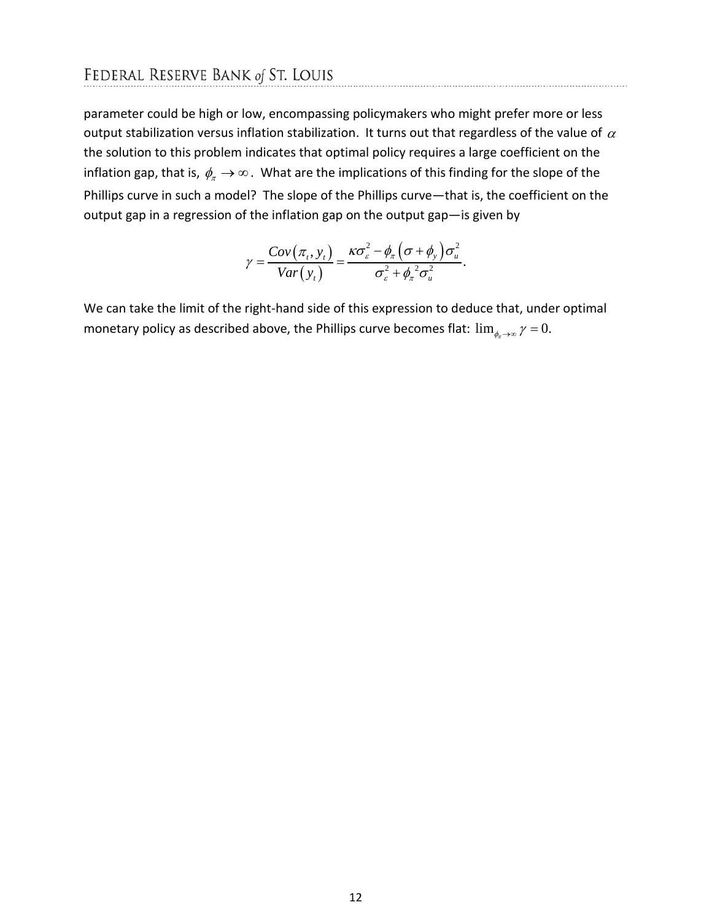parameter could be high or low, encompassing policymakers who might prefer more or less output stabilization versus inflation stabilization. It turns out that regardless of the value of $\alpha$ the solution to this problem indicates that optimal policy requires a large coefficient on the inflation gap, that is, $\phi_\pi \to \infty$. What are the implications of this finding for the slope of the Phillips curve in such a model? The slope of the Phillips curve—that is, the coefficient on the output gap in a regression of the inflation gap on the output gap—is given by

$$\gamma = \frac{Cov(\pi_t, y_t)}{Var(y_t)} = \frac{\kappa\sigma_\varepsilon^2 - \phi_\pi(\sigma + \phi_y)\sigma_u^2}{\sigma_\varepsilon^2 + \phi_\pi^{\ 2}\sigma_u^2}.$$

We can take the limit of the right-hand side of this expression to deduce that, under optimal monetary policy as described above, the Phillips curve becomes flat: $\lim_{\phi_\pi \to \infty} \gamma = 0.$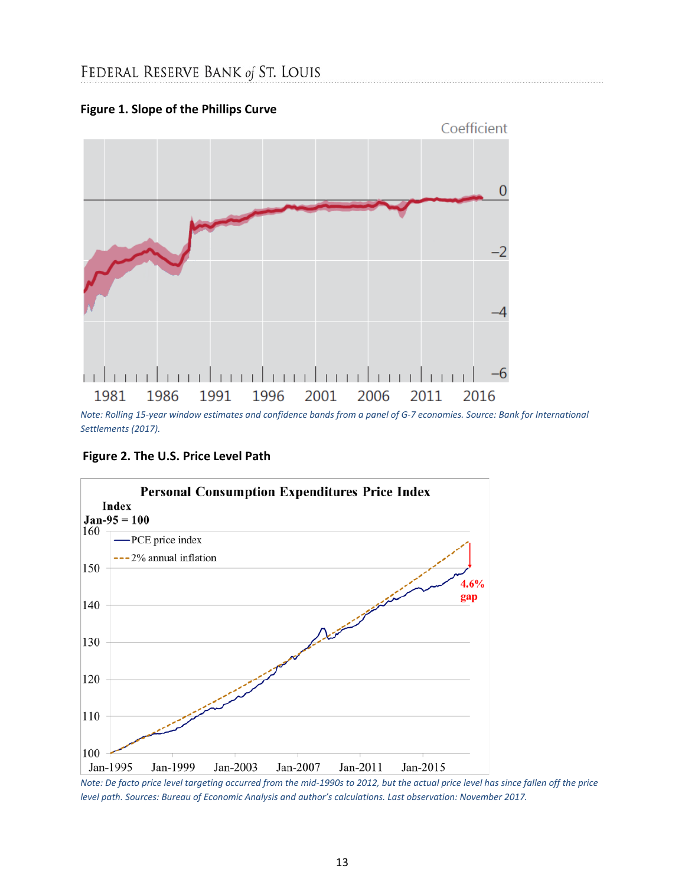**Figure 1. Slope of the Phillips Curve**

Coefficient

0

−2

−4

−6

1981 1986 1991 1996 2001 2006 2011 2016

*Note: Rolling 15-year window estimates and confidence bands from a panel of G-7 economies. Source: Bank for International Settlements (2017).*

**Figure 2. The U.S. Price Level Path**

Personal Consumption Expenditures Price Index

Index
Jan-95 = 100

160
150
140
130
120
110
100

PCE price index
2% annual inflation

4.6% gap

Jan-1995 Jan-1999 Jan-2003 Jan-2007 Jan-2011 Jan-2015

*Note: De facto price level targeting occurred from the mid-1990s to 2012, but the actual price level has since fallen off the price level path. Sources: Bureau of Economic Analysis and author's calculations. Last observation: November 2017.*